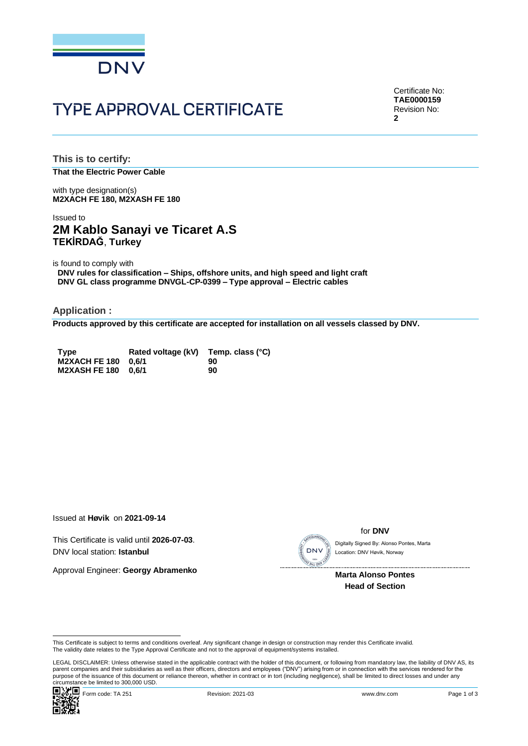DNV

# TYPE APPROVAL CERTIFICATE

Certificate No:
**TAE0000159**
Revision No:
**2**

## This is to certify:

**That the Electric Power Cable**

with type designation(s)
**M2XACH FE 180, M2XASH FE 180**

Issued to

### 2M Kablo Sanayi ve Ticaret A.S
**TEKİRDAĞ**, **Turkey**

is found to comply with
**DNV rules for classification – Ships, offshore units, and high speed and light craft**
**DNV GL class programme DNVGL-CP-0399 – Type approval – Electric cables**

## Application :

**Products approved by this certificate are accepted for installation on all vessels classed by DNV.**

| Type | Rated voltage (kV) | Temp. class (°C) |
|---|---|---|
| M2XACH FE 180 | 0,6/1 | 90 |
| M2XASH FE 180 | 0,6/1 | 90 |

Issued at **Høvik** on **2021-09-14**

This Certificate is valid until **2026-07-03**.
DNV local station: **Istanbul**

Approval Engineer: **Georgy Abramenko**

for **DNV**

Digitally Signed By: Alonso Pontes, Marta
Location: DNV Høvik, Norway

**Marta Alonso Pontes**
**Head of Section**

This Certificate is subject to terms and conditions overleaf. Any significant change in design or construction may render this Certificate invalid.
The validity date relates to the Type Approval Certificate and not to the approval of equipment/systems installed.

LEGAL DISCLAIMER: Unless otherwise stated in the applicable contract with the holder of this document, or following from mandatory law, the liability of DNV AS, its parent companies and their subsidiaries as well as their officers, directors and employees ("DNV") arising from or in connection with the services rendered for the purpose of the issuance of this document or reliance thereon, whether in contract or in tort (including negligence), shall be limited to direct losses and under any circumstance be limited to 300,000 USD.

Form code: TA 251 Revision: 2021-03 www.dnv.com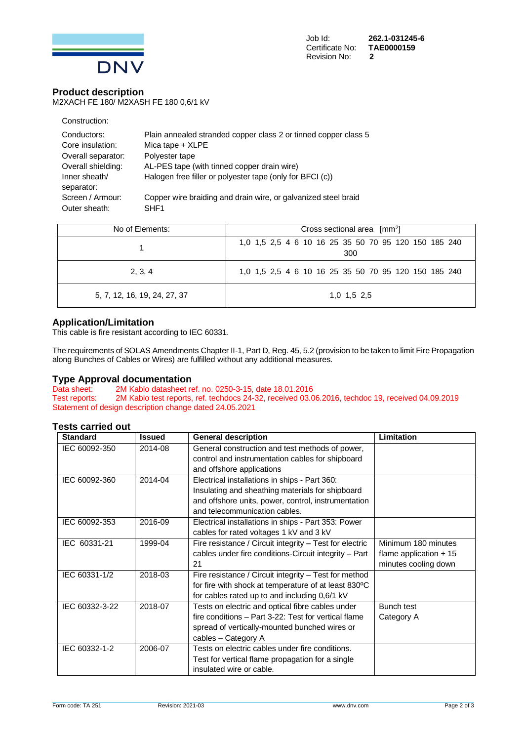Job Id: **262.1-031245-6**
Certificate No: **TAE0000159**
Revision No: **2**

## Product description

M2XACH FE 180/ M2XASH FE 180 0,6/1 kV

Construction:

| | |
|---|---|
| Conductors: | Plain annealed stranded copper class 2 or tinned copper class 5 |
| Core insulation: | Mica tape + XLPE |
| Overall separator: | Polyester tape |
| Overall shielding: | AL-PES tape (with tinned copper drain wire) |
| Inner sheath/ separator: | Halogen free filler or polyester tape (only for BFCI (c)) |
| Screen / Armour: | Copper wire braiding and drain wire, or galvanized steel braid |
| Outer sheath: | SHF1 |

| No of Elements: | Cross sectional area [mm$^2$] |
|---|---|
| 1 | 1,0 1,5 2,5 4 6 10 16 25 35 50 70 95 120 150 185 240 300 |
| 2, 3, 4 | 1,0 1,5 2,5 4 6 10 16 25 35 50 70 95 120 150 185 240 |
| 5, 7, 12, 16, 19, 24, 27, 37 | 1,0 1,5 2,5 |

## Application/Limitation

This cable is fire resistant according to IEC 60331.

The requirements of SOLAS Amendments Chapter II-1, Part D, Reg. 45, 5.2 (provision to be taken to limit Fire Propagation along Bunches of Cables or Wires) are fulfilled without any additional measures.

## Type Approval documentation

Data sheet: 2M Kablo datasheet ref. no. 0250-3-15, date 18.01.2016
Test reports: 2M Kablo test reports, ref. techdocs 24-32, received 03.06.2016, techdoc 19, received 04.09.2019
Statement of design description change dated 24.05.2021

## Tests carried out

| Standard | Issued | General description | Limitation |
|---|---|---|---|
| IEC 60092-350 | 2014-08 | General construction and test methods of power, control and instrumentation cables for shipboard and offshore applications | |
| IEC 60092-360 | 2014-04 | Electrical installations in ships - Part 360: Insulating and sheathing materials for shipboard and offshore units, power, control, instrumentation and telecommunication cables. | |
| IEC 60092-353 | 2016-09 | Electrical installations in ships - Part 353: Power cables for rated voltages 1 kV and 3 kV | |
| IEC 60331-21 | 1999-04 | Fire resistance / Circuit integrity – Test for electric cables under fire conditions-Circuit integrity – Part 21 | Minimum 180 minutes flame application + 15 minutes cooling down |
| IEC 60331-1/2 | 2018-03 | Fire resistance / Circuit integrity – Test for method for fire with shock at temperature of at least 830ºC for cables rated up to and including 0,6/1 kV | |
| IEC 60332-3-22 | 2018-07 | Tests on electric and optical fibre cables under fire conditions – Part 3-22: Test for vertical flame spread of vertically-mounted bunched wires or cables – Category A | Bunch test Category A |
| IEC 60332-1-2 | 2006-07 | Tests on electric cables under fire conditions. Test for vertical flame propagation for a single insulated wire or cable. | |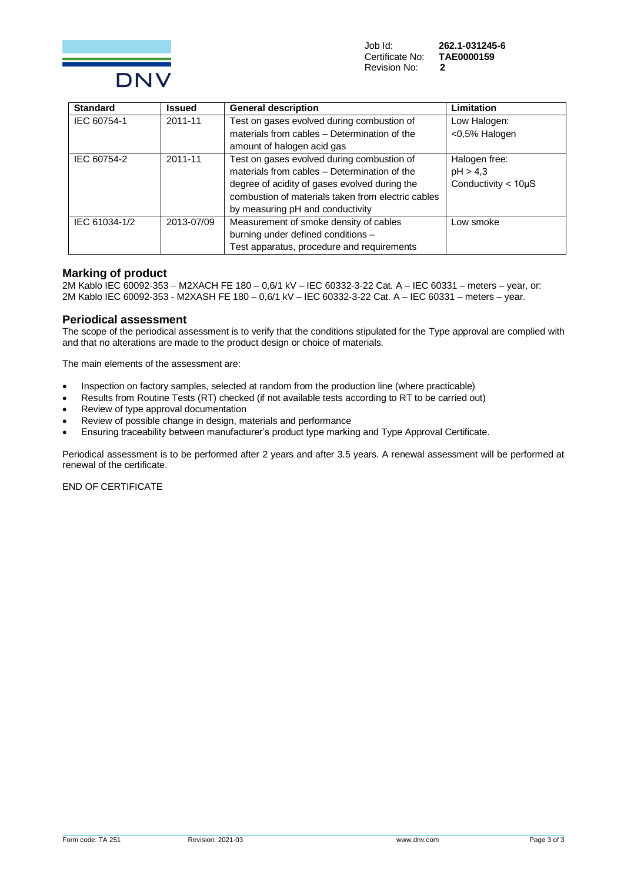Job Id: **262.1-031245-6**
Certificate No: **TAE0000159**
Revision No: **2**

| Standard | Issued | General description | Limitation |
| --- | --- | --- | --- |
| IEC 60754-1 | 2011-11 | Test on gases evolved during combustion of materials from cables – Determination of the amount of halogen acid gas | Low Halogen: <0,5% Halogen |
| IEC 60754-2 | 2011-11 | Test on gases evolved during combustion of materials from cables – Determination of the degree of acidity of gases evolved during the combustion of materials taken from electric cables by measuring pH and conductivity | Halogen free: pH > 4,3 Conductivity < 10µS |
| IEC 61034-1/2 | 2013-07/09 | Measurement of smoke density of cables burning under defined conditions – Test apparatus, procedure and requirements | Low smoke |

## Marking of product

2M Kablo IEC 60092-353 – M2XACH FE 180 – 0,6/1 kV – IEC 60332-3-22 Cat. A – IEC 60331 – meters – year, or:
2M Kablo IEC 60092-353 - M2XASH FE 180 – 0,6/1 kV – IEC 60332-3-22 Cat. A – IEC 60331 – meters – year.

## Periodical assessment

The scope of the periodical assessment is to verify that the conditions stipulated for the Type approval are complied with and that no alterations are made to the product design or choice of materials.

The main elements of the assessment are:

- Inspection on factory samples, selected at random from the production line (where practicable)
- Results from Routine Tests (RT) checked (if not available tests according to RT to be carried out)
- Review of type approval documentation
- Review of possible change in design, materials and performance
- Ensuring traceability between manufacturer's product type marking and Type Approval Certificate.

Periodical assessment is to be performed after 2 years and after 3.5 years. A renewal assessment will be performed at renewal of the certificate.

END OF CERTIFICATE